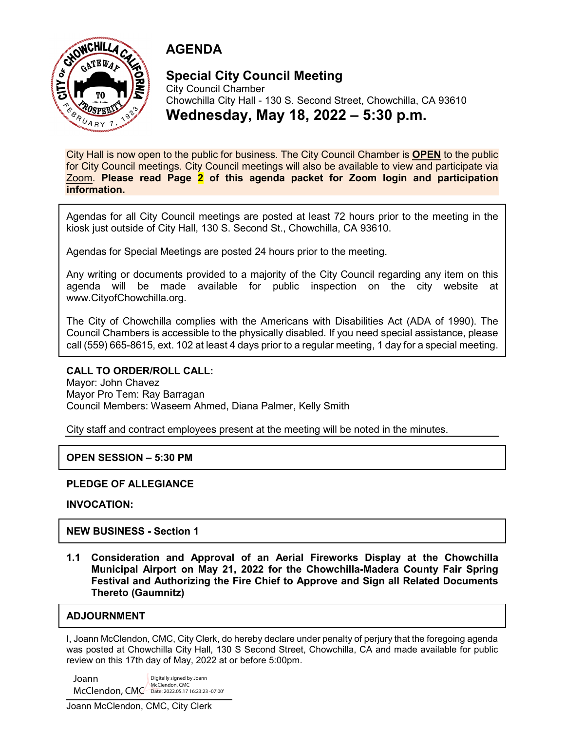# AGENDA

## Special City Council Meeting

City Council Chamber
Chowchilla City Hall - 130 S. Second Street, Chowchilla, CA 93610

## Wednesday, May 18, 2022 – 5:30 p.m.

City Hall is now open to the public for business. The City Council Chamber is **OPEN** to the public for City Council meetings. City Council meetings will also be available to view and participate via Zoom. **Please read Page 2 of this agenda packet for Zoom login and participation information.**

Agendas for all City Council meetings are posted at least 72 hours prior to the meeting in the kiosk just outside of City Hall, 130 S. Second St., Chowchilla, CA 93610.

Agendas for Special Meetings are posted 24 hours prior to the meeting.

Any writing or documents provided to a majority of the City Council regarding any item on this agenda will be made available for public inspection on the city website at www.CityofChowchilla.org.

The City of Chowchilla complies with the Americans with Disabilities Act (ADA of 1990). The Council Chambers is accessible to the physically disabled. If you need special assistance, please call (559) 665-8615, ext. 102 at least 4 days prior to a regular meeting, 1 day for a special meeting.

**CALL TO ORDER/ROLL CALL:**
Mayor: John Chavez
Mayor Pro Tem: Ray Barragan
Council Members: Waseem Ahmed, Diana Palmer, Kelly Smith

City staff and contract employees present at the meeting will be noted in the minutes.

**OPEN SESSION – 5:30 PM**

**PLEDGE OF ALLEGIANCE**

**INVOCATION:**

**NEW BUSINESS - Section 1**

**1.1 Consideration and Approval of an Aerial Fireworks Display at the Chowchilla Municipal Airport on May 21, 2022 for the Chowchilla-Madera County Fair Spring Festival and Authorizing the Fire Chief to Approve and Sign all Related Documents Thereto (Gaumnitz)**

**ADJOURNMENT**

I, Joann McClendon, CMC, City Clerk, do hereby declare under penalty of perjury that the foregoing agenda was posted at Chowchilla City Hall, 130 S Second Street, Chowchilla, CA and made available for public review on this 17th day of May, 2022 at or before 5:00pm.

Joann McClendon, CMC — Digitally signed by Joann McClendon, CMC Date: 2022.05.17 16:23:23 -07'00'

Joann McClendon, CMC, City Clerk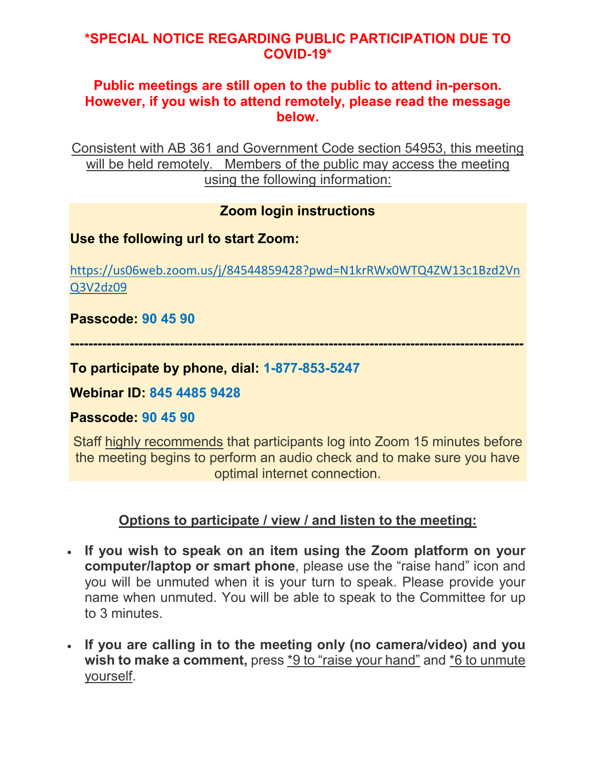**\*SPECIAL NOTICE REGARDING PUBLIC PARTICIPATION DUE TO COVID-19\***

**Public meetings are still open to the public to attend in-person. However, if you wish to attend remotely, please read the message below.**

Consistent with AB 361 and Government Code section 54953, this meeting will be held remotely. Members of the public may access the meeting using the following information:

**Zoom login instructions**

**Use the following url to start Zoom:**

https://us06web.zoom.us/j/84544859428?pwd=N1krRWx0WTQ4ZW13c1Bzd2VnQ3V2dz09

**Passcode:** **90 45 90**

---

**To participate by phone, dial:** **1-877-853-5247**

**Webinar ID:** **845 4485 9428**

**Passcode:** **90 45 90**

Staff highly recommends that participants log into Zoom 15 minutes before the meeting begins to perform an audio check and to make sure you have optimal internet connection.

**Options to participate / view / and listen to the meeting:**

- **If you wish to speak on an item using the Zoom platform on your computer/laptop or smart phone**, please use the "raise hand" icon and you will be unmuted when it is your turn to speak. Please provide your name when unmuted. You will be able to speak to the Committee for up to 3 minutes.

- **If you are calling in to the meeting only (no camera/video) and you wish to make a comment,** press *9 to "raise your hand" and *6 to unmute yourself.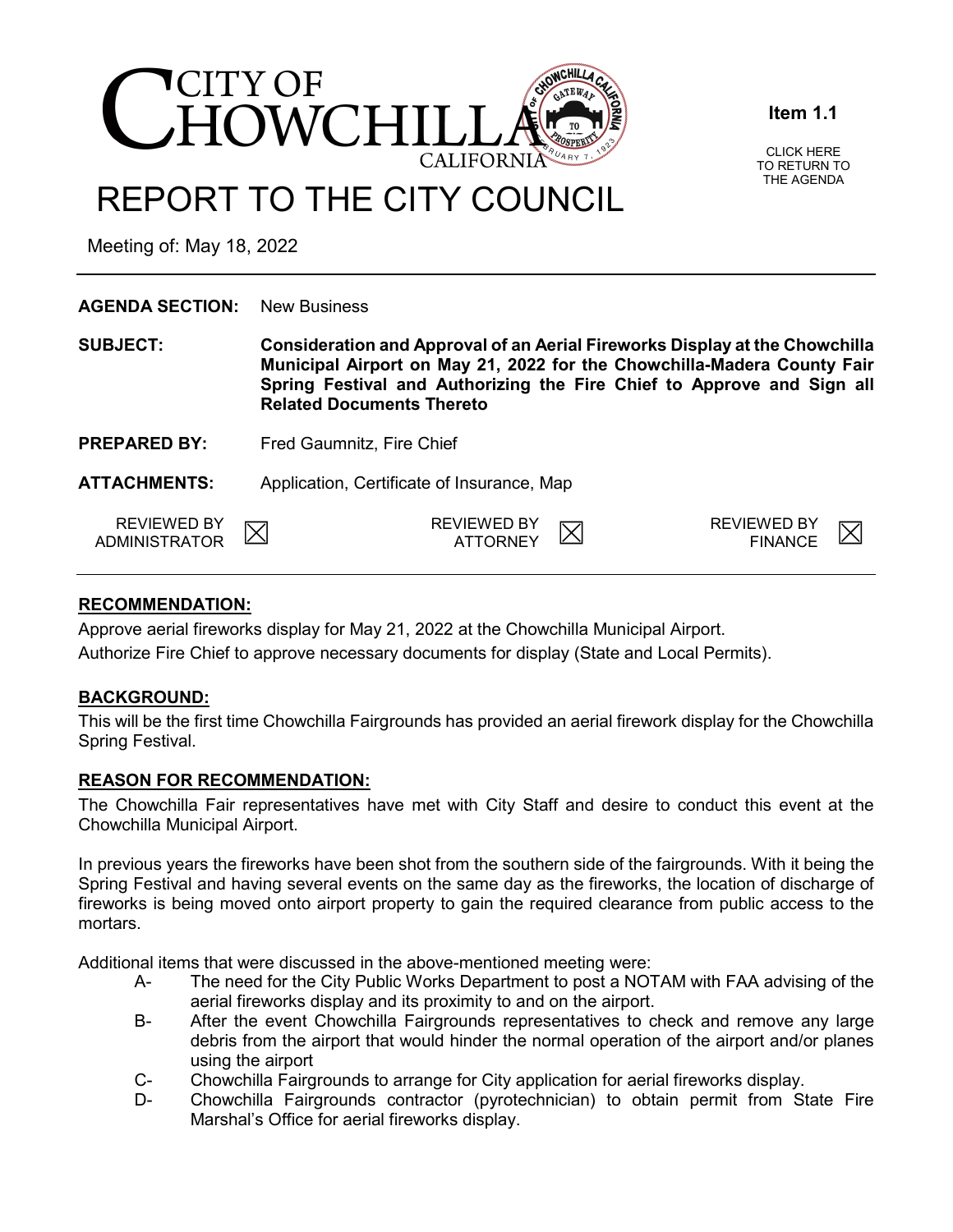# CITY OF CHOWCHILLA CALIFORNIA

**Item 1.1**

CLICK HERE TO RETURN TO THE AGENDA

# REPORT TO THE CITY COUNCIL

Meeting of: May 18, 2022

**AGENDA SECTION:** New Business

**SUBJECT:** **Consideration and Approval of an Aerial Fireworks Display at the Chowchilla Municipal Airport on May 21, 2022 for the Chowchilla-Madera County Fair Spring Festival and Authorizing the Fire Chief to Approve and Sign all Related Documents Thereto**

**PREPARED BY:** Fred Gaumnitz, Fire Chief

**ATTACHMENTS:** Application, Certificate of Insurance, Map

REVIEWED BY ADMINISTRATOR ☒ REVIEWED BY ATTORNEY ☒ REVIEWED BY FINANCE ☒

## RECOMMENDATION:

Approve aerial fireworks display for May 21, 2022 at the Chowchilla Municipal Airport.
Authorize Fire Chief to approve necessary documents for display (State and Local Permits).

## BACKGROUND:

This will be the first time Chowchilla Fairgrounds has provided an aerial firework display for the Chowchilla Spring Festival.

## REASON FOR RECOMMENDATION:

The Chowchilla Fair representatives have met with City Staff and desire to conduct this event at the Chowchilla Municipal Airport.

In previous years the fireworks have been shot from the southern side of the fairgrounds. With it being the Spring Festival and having several events on the same day as the fireworks, the location of discharge of fireworks is being moved onto airport property to gain the required clearance from public access to the mortars.

Additional items that were discussed in the above-mentioned meeting were:

- A- The need for the City Public Works Department to post a NOTAM with FAA advising of the aerial fireworks display and its proximity to and on the airport.
- B- After the event Chowchilla Fairgrounds representatives to check and remove any large debris from the airport that would hinder the normal operation of the airport and/or planes using the airport
- C- Chowchilla Fairgrounds to arrange for City application for aerial fireworks display.
- D- Chowchilla Fairgrounds contractor (pyrotechnician) to obtain permit from State Fire Marshal's Office for aerial fireworks display.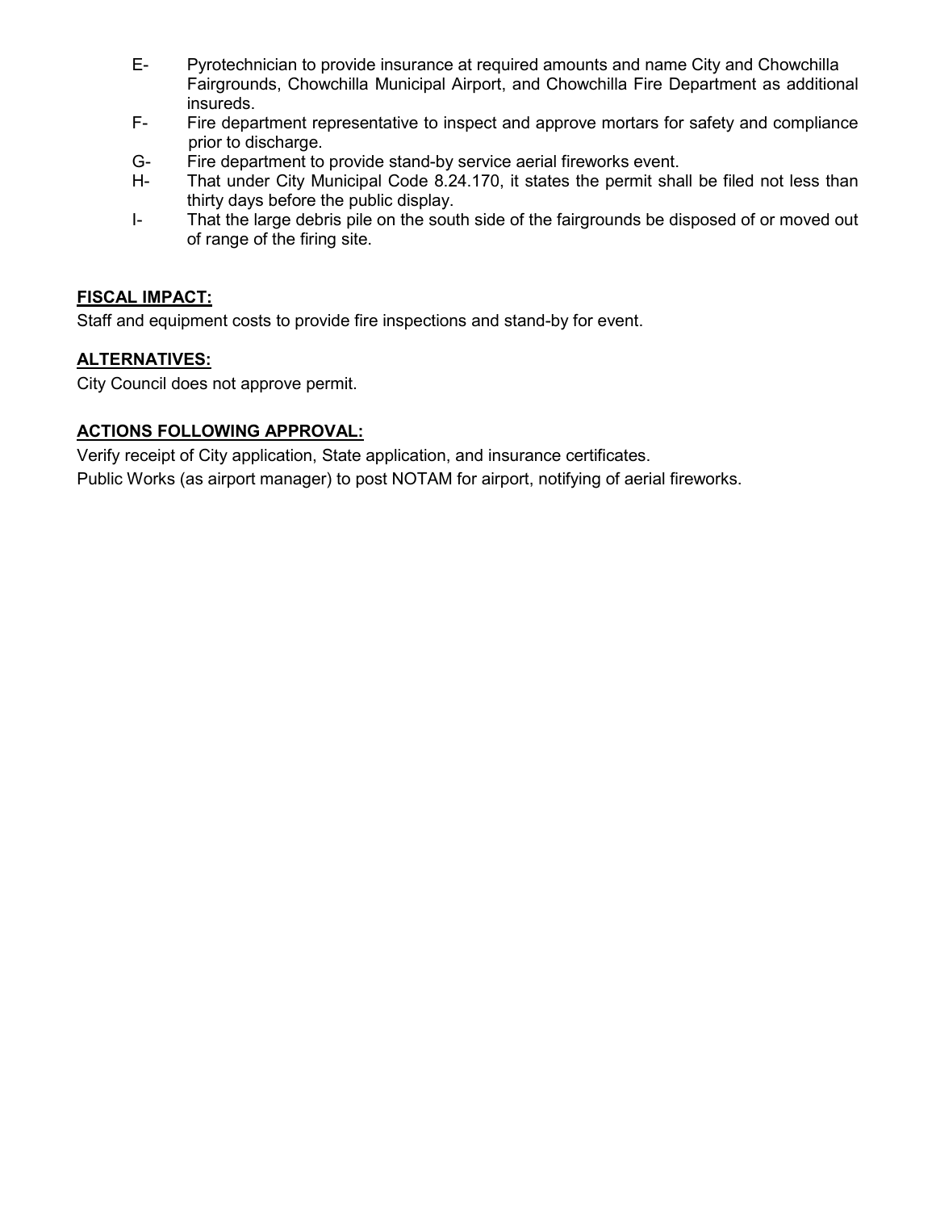E- Pyrotechnician to provide insurance at required amounts and name City and Chowchilla Fairgrounds, Chowchilla Municipal Airport, and Chowchilla Fire Department as additional insureds.

F- Fire department representative to inspect and approve mortars for safety and compliance prior to discharge.

G- Fire department to provide stand-by service aerial fireworks event.

H- That under City Municipal Code 8.24.170, it states the permit shall be filed not less than thirty days before the public display.

I- That the large debris pile on the south side of the fairgrounds be disposed of or moved out of range of the firing site.

## FISCAL IMPACT:

Staff and equipment costs to provide fire inspections and stand-by for event.

## ALTERNATIVES:

City Council does not approve permit.

## ACTIONS FOLLOWING APPROVAL:

Verify receipt of City application, State application, and insurance certificates.

Public Works (as airport manager) to post NOTAM for airport, notifying of aerial fireworks.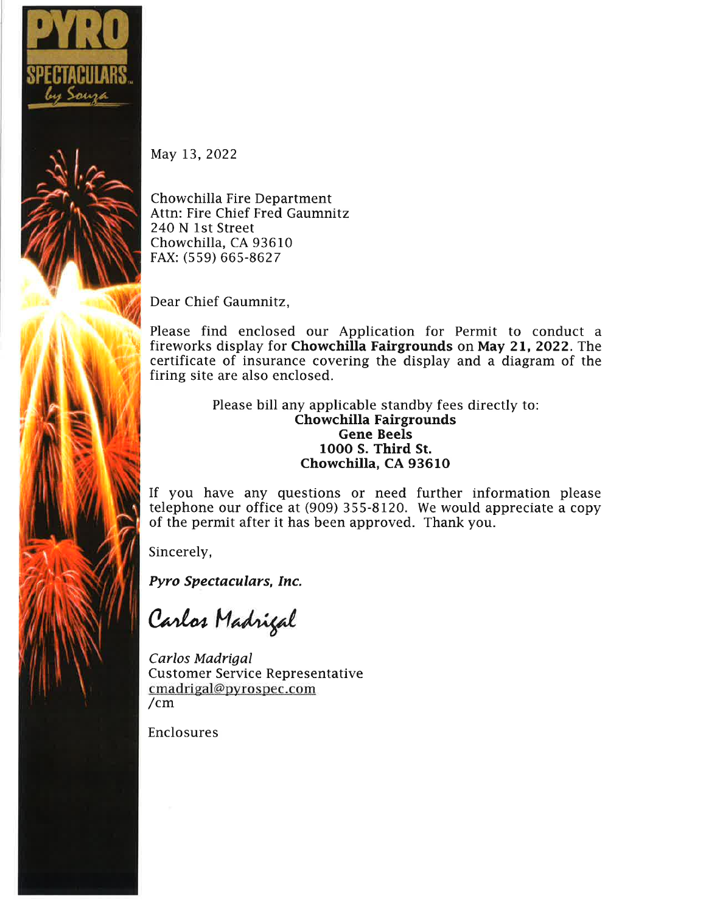May 13, 2022

Chowchilla Fire Department
Attn: Fire Chief Fred Gaumnitz
240 N 1st Street
Chowchilla, CA 93610
FAX: (559) 665-8627

Dear Chief Gaumnitz,

Please find enclosed our Application for Permit to conduct a fireworks display for **Chowchilla Fairgrounds** on **May 21, 2022**. The certificate of insurance covering the display and a diagram of the firing site are also enclosed.

Please bill any applicable standby fees directly to:
**Chowchilla Fairgrounds**
**Gene Beels**
**1000 S. Third St.**
**Chowchilla, CA 93610**

If you have any questions or need further information please telephone our office at (909) 355-8120. We would appreciate a copy of the permit after it has been approved. Thank you.

Sincerely,

***Pyro Spectaculars, Inc.***

Carlos Madrigal

*Carlos Madrigal*
Customer Service Representative
cmadrigal@pyrospec.com
/cm

Enclosures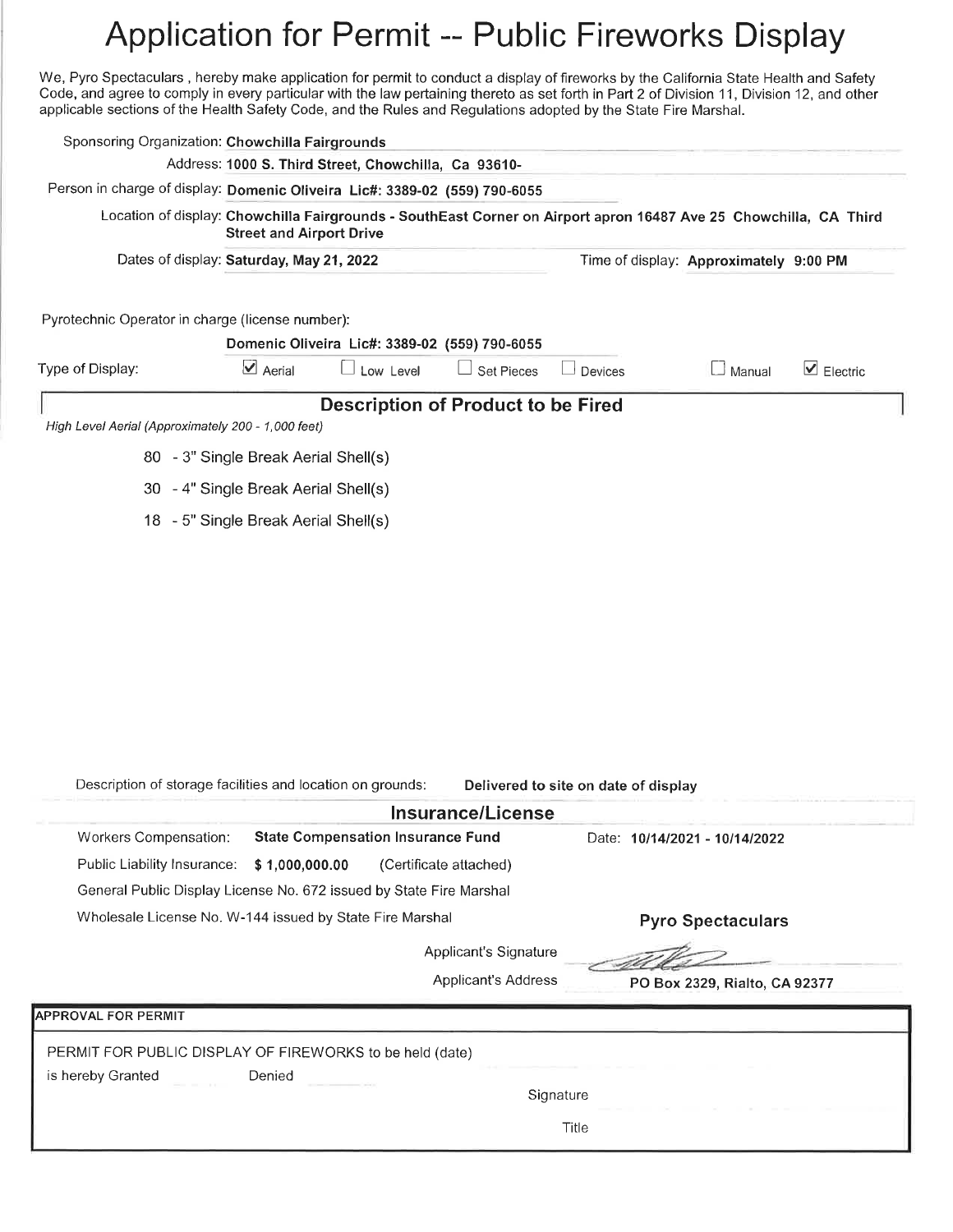# Application for Permit -- Public Fireworks Display

We, Pyro Spectaculars , hereby make application for permit to conduct a display of fireworks by the California State Health and Safety Code, and agree to comply in every particular with the law pertaining thereto as set forth in Part 2 of Division 11, Division 12, and other applicable sections of the Health Safety Code, and the Rules and Regulations adopted by the State Fire Marshal.

Sponsoring Organization: **Chowchilla Fairgrounds**

Address: **1000 S. Third Street, Chowchilla, Ca 93610-**

Person in charge of display: **Domenic Oliveira Lic#: 3389-02 (559) 790-6055**

Location of display: **Chowchilla Fairgrounds - SouthEast Corner on Airport apron 16487 Ave 25 Chowchilla, CA Third Street and Airport Drive**

Dates of display: **Saturday, May 21, 2022** Time of display: **Approximately 9:00 PM**

Pyrotechnic Operator in charge (license number):

**Domenic Oliveira Lic#: 3389-02 (559) 790-6055**

Type of Display: ☑ Aerial ☐ Low Level ☐ Set Pieces ☐ Devices ☐ Manual ☑ Electric

## Description of Product to be Fired

*High Level Aerial (Approximately 200 - 1,000 feet)*

- 80 - 3" Single Break Aerial Shell(s)
- 30 - 4" Single Break Aerial Shell(s)
- 18 - 5" Single Break Aerial Shell(s)

Description of storage facilities and location on grounds: **Delivered to site on date of display**

## Insurance/License

Workers Compensation: **State Compensation Insurance Fund** Date: **10/14/2021 - 10/14/2022**

Public Liability Insurance: **$ 1,000,000.00** (Certificate attached)

General Public Display License No. 672 issued by State Fire Marshal

Wholesale License No. W-144 issued by State Fire Marshal

**Pyro Spectaculars**

Applicant's Signature [signature]

Applicant's Address **PO Box 2329, Rialto, CA 92377**

**APPROVAL FOR PERMIT**

PERMIT FOR PUBLIC DISPLAY OF FIREWORKS to be held (date)

is hereby Granted Denied

Signature

Title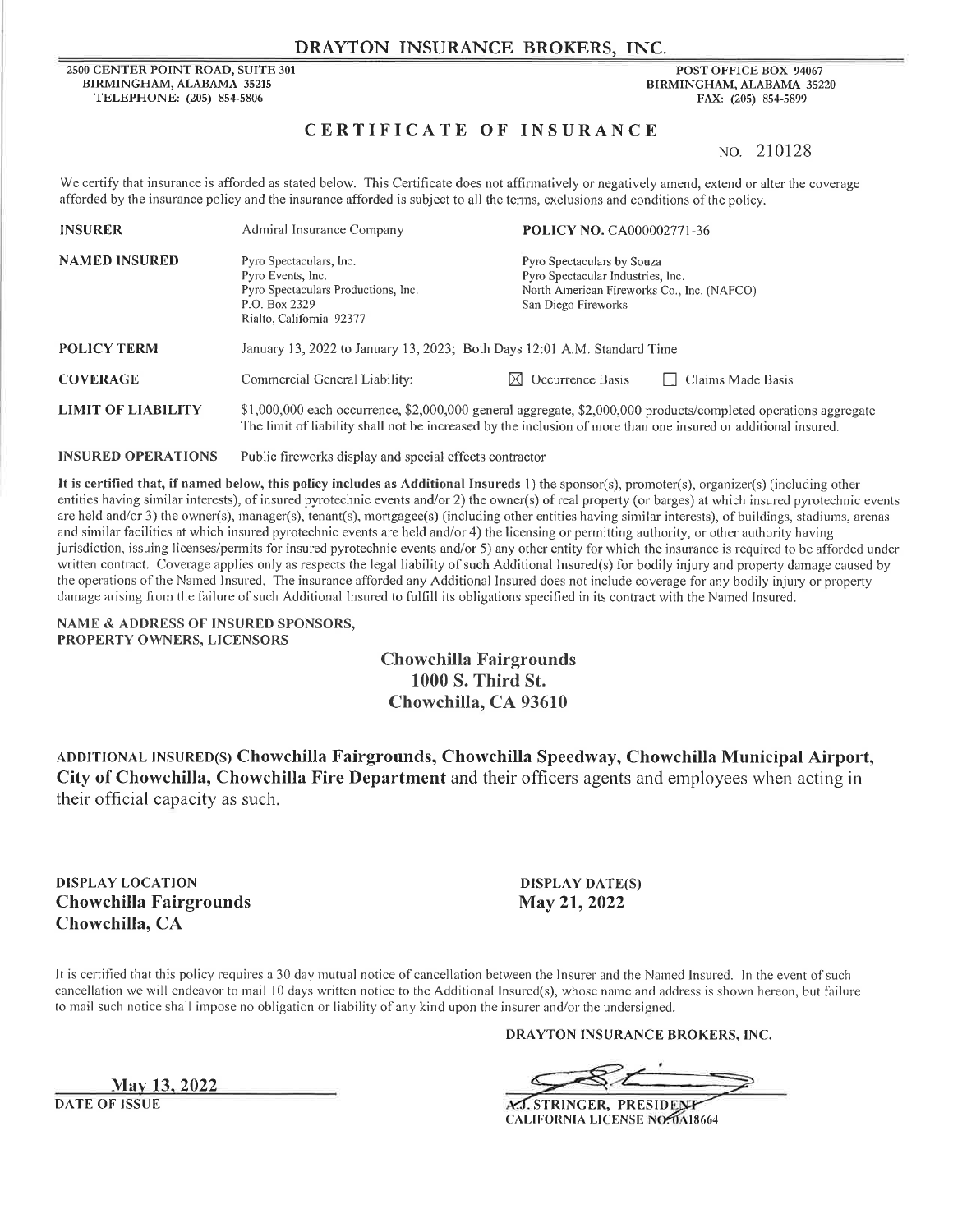# DRAYTON INSURANCE BROKERS, INC.

2500 CENTER POINT ROAD, SUITE 301
BIRMINGHAM, ALABAMA 35215
TELEPHONE: (205) 854-5806

POST OFFICE BOX 94067
BIRMINGHAM, ALABAMA 35220
FAX: (205) 854-5899

## CERTIFICATE OF INSURANCE

NO. 210128

We certify that insurance is afforded as stated below. This Certificate does not affirmatively or negatively amend, extend or alter the coverage afforded by the insurance policy and the insurance afforded is subject to all the terms, exclusions and conditions of the policy.

| | | |
|---|---|---|
| **INSURER** | Admiral Insurance Company | **POLICY NO.** CA000002771-36 |
| **NAMED INSURED** | Pyro Spectaculars, Inc.<br>Pyro Events, Inc.<br>Pyro Spectaculars Productions, Inc.<br>P.O. Box 2329<br>Rialto, California 92377 | Pyro Spectaculars by Souza<br>Pyro Spectacular Industries, Inc.<br>North American Fireworks Co., Inc. (NAFCO)<br>San Diego Fireworks |
| **POLICY TERM** | January 13, 2022 to January 13, 2023; Both Days 12:01 A.M. Standard Time | |
| **COVERAGE** | Commercial General Liability: | ☒ Occurrence Basis ☐ Claims Made Basis |
| **LIMIT OF LIABILITY** | $1,000,000 each occurrence, $2,000,000 general aggregate, $2,000,000 products/completed operations aggregate<br>The limit of liability shall not be increased by the inclusion of more than one insured or additional insured. | |
| **INSURED OPERATIONS** | Public fireworks display and special effects contractor | |

**It is certified that, if named below, this policy includes as Additional Insureds** 1) the sponsor(s), promoter(s), organizer(s) (including other entities having similar interests), of insured pyrotechnic events and/or 2) the owner(s) of real property (or barges) at which insured pyrotechnic events are held and/or 3) the owner(s), manager(s), tenant(s), mortgagee(s) (including other entities having similar interests), of buildings, stadiums, arenas and similar facilities at which insured pyrotechnic events are held and/or 4) the licensing or permitting authority, or other authority having jurisdiction, issuing licenses/permits for insured pyrotechnic events and/or 5) any other entity for which the insurance is required to be afforded under written contract. Coverage applies only as respects the legal liability of such Additional Insured(s) for bodily injury and property damage caused by the operations of the Named Insured. The insurance afforded any Additional Insured does not include coverage for any bodily injury or property damage arising from the failure of such Additional Insured to fulfill its obligations specified in its contract with the Named Insured.

**NAME & ADDRESS OF INSURED SPONSORS, PROPERTY OWNERS, LICENSORS**

**Chowchilla Fairgrounds**
**1000 S. Third St.**
**Chowchilla, CA 93610**

**ADDITIONAL INSURED(S) Chowchilla Fairgrounds, Chowchilla Speedway, Chowchilla Municipal Airport, City of Chowchilla, Chowchilla Fire Department** and their officers agents and employees when acting in their official capacity as such.

**DISPLAY LOCATION**
**Chowchilla Fairgrounds**
**Chowchilla, CA**

**DISPLAY DATE(S)**
**May 21, 2022**

It is certified that this policy requires a 30 day mutual notice of cancellation between the Insurer and the Named Insured. In the event of such cancellation we will endeavor to mail 10 days written notice to the Additional Insured(s), whose name and address is shown hereon, but failure to mail such notice shall impose no obligation or liability of any kind upon the insurer and/or the undersigned.

**DRAYTON INSURANCE BROKERS, INC.**

May 13, 2022
**DATE OF ISSUE**

A.J. STRINGER, PRESIDENT
CALIFORNIA LICENSE NO. 0A18664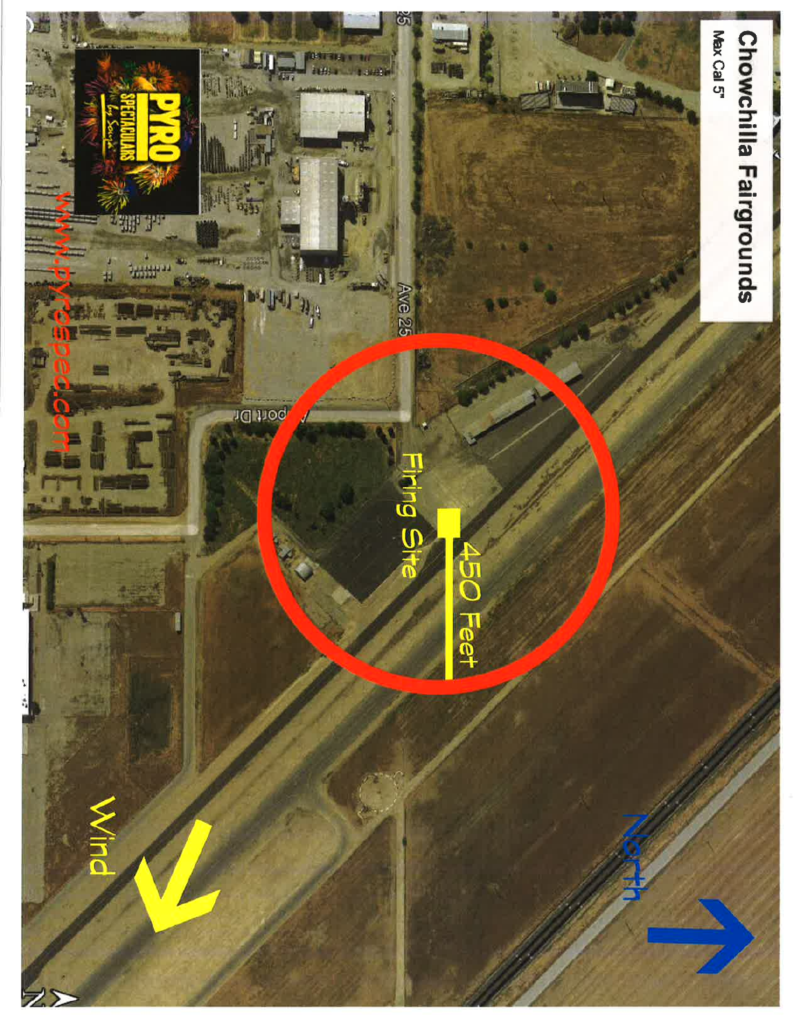# Chowchilla Fairgrounds

Max Cal 5"

Ave 25

Airport Dr

Firing Site

450 Feet

Wind

North

PYRO SPECTACULARS by Souza

www.pyrospec.com